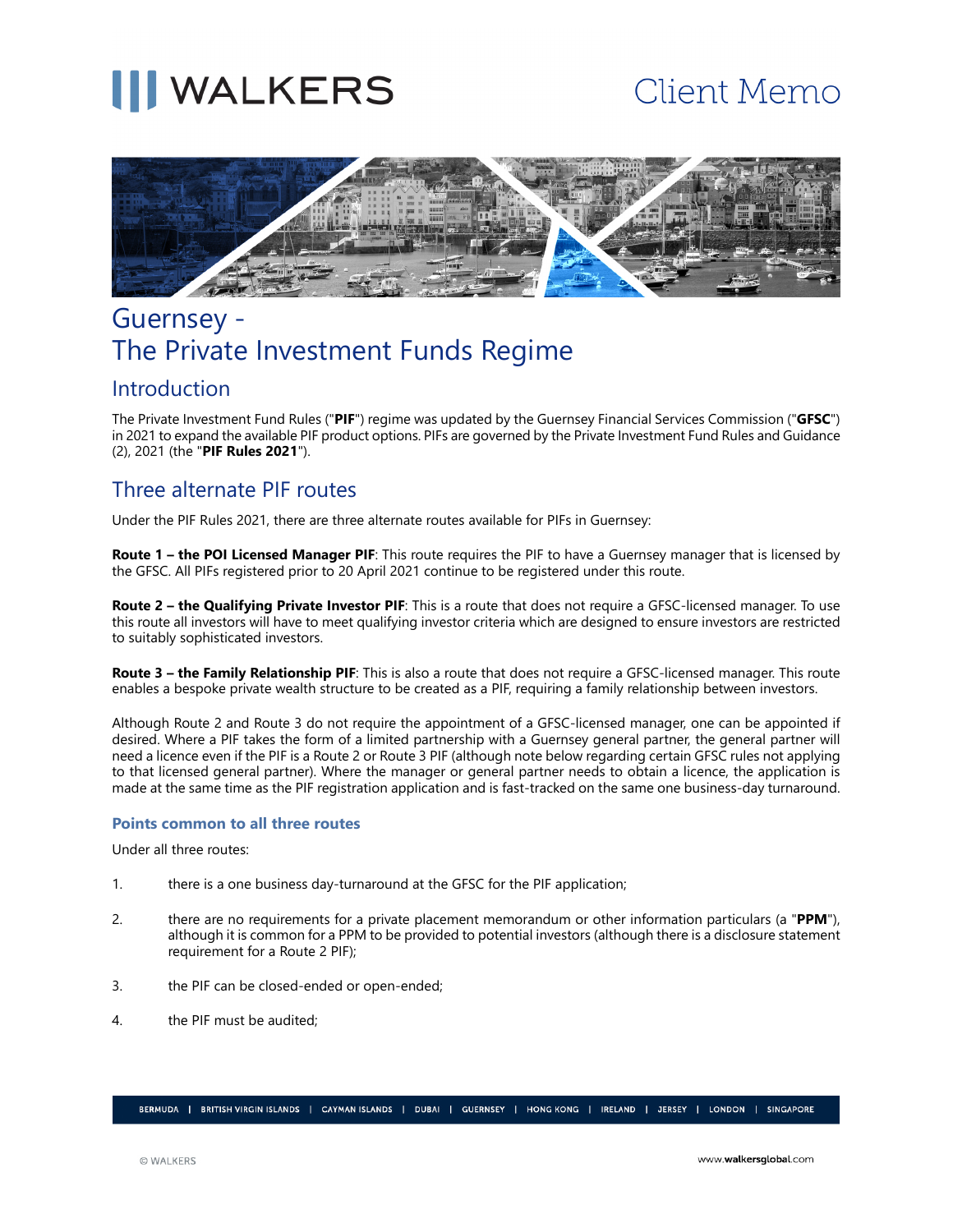# Guernsey - The Private Investment Funds Regime

## Introduction

The Private Investment Fund Rules ("**PIF**") regime was updated by the Guernsey Financial Services Commission ("**GFSC**") in 2021 to expand the available PIF product options. PIFs are governed by the Private Investment Fund Rules and Guidance (2), 2021 (the "**PIF Rules 2021**").

## Three alternate PIF routes

Under the PIF Rules 2021, there are three alternate routes available for PIFs in Guernsey:

**Route 1 – the POI Licensed Manager PIF**: This route requires the PIF to have a Guernsey manager that is licensed by the GFSC. All PIFs registered prior to 20 April 2021 continue to be registered under this route.

**Route 2 – the Qualifying Private Investor PIF**: This is a route that does not require a GFSC-licensed manager. To use this route all investors will have to meet qualifying investor criteria which are designed to ensure investors are restricted to suitably sophisticated investors.

**Route 3 – the Family Relationship PIF**: This is also a route that does not require a GFSC-licensed manager. This route enables a bespoke private wealth structure to be created as a PIF, requiring a family relationship between investors.

Although Route 2 and Route 3 do not require the appointment of a GFSC-licensed manager, one can be appointed if desired. Where a PIF takes the form of a limited partnership with a Guernsey general partner, the general partner will need a licence even if the PIF is a Route 2 or Route 3 PIF (although note below regarding certain GFSC rules not applying to that licensed general partner). Where the manager or general partner needs to obtain a licence, the application is made at the same time as the PIF registration application and is fast-tracked on the same one business-day turnaround.

### Points common to all three routes

Under all three routes:

1. there is a one business day-turnaround at the GFSC for the PIF application;
2. there are no requirements for a private placement memorandum or other information particulars (a "**PPM**"), although it is common for a PPM to be provided to potential investors (although there is a disclosure statement requirement for a Route 2 PIF);
3. the PIF can be closed-ended or open-ended;
4. the PIF must be audited;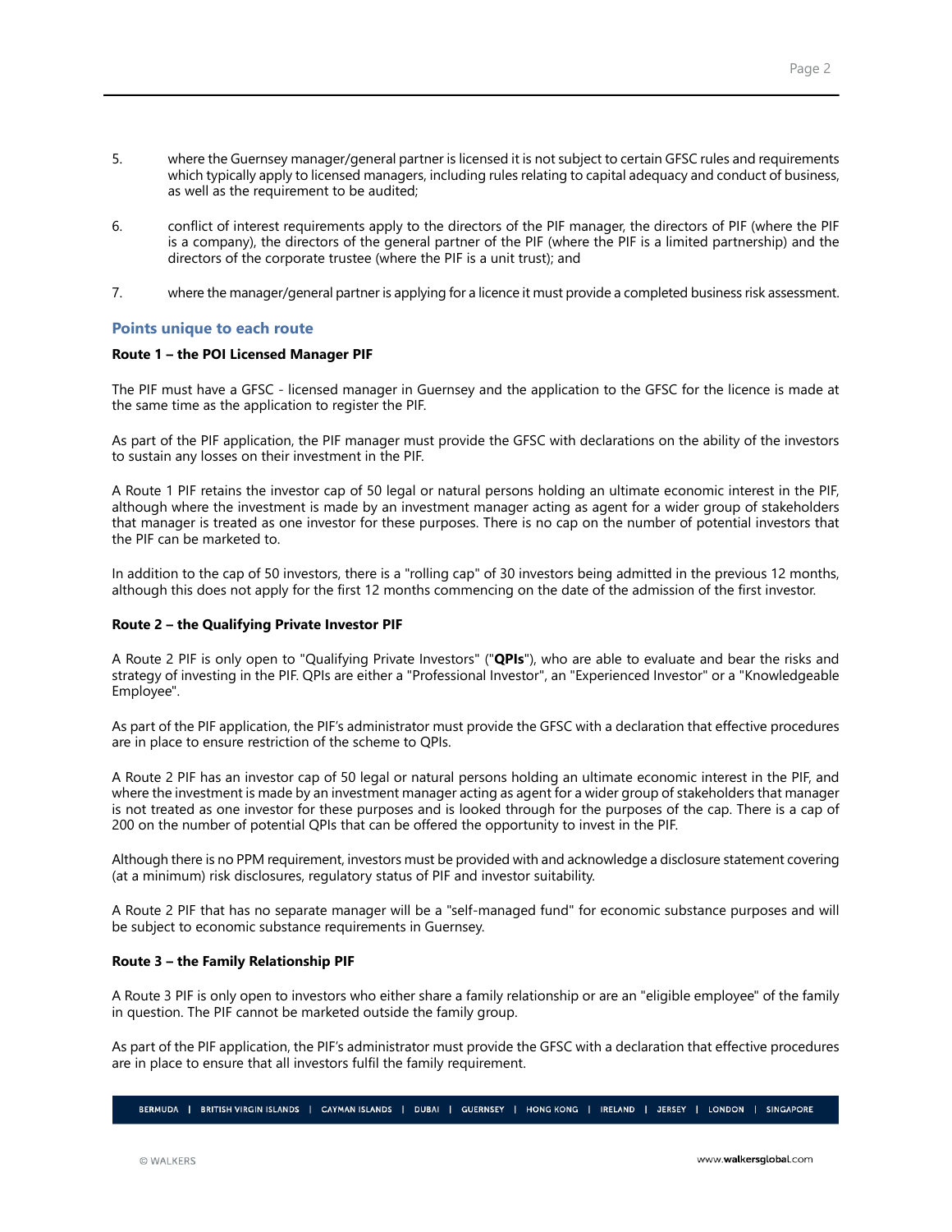5. where the Guernsey manager/general partner is licensed it is not subject to certain GFSC rules and requirements which typically apply to licensed managers, including rules relating to capital adequacy and conduct of business, as well as the requirement to be audited;

6. conflict of interest requirements apply to the directors of the PIF manager, the directors of PIF (where the PIF is a company), the directors of the general partner of the PIF (where the PIF is a limited partnership) and the directors of the corporate trustee (where the PIF is a unit trust); and

7. where the manager/general partner is applying for a licence it must provide a completed business risk assessment.

## Points unique to each route

### Route 1 – the POI Licensed Manager PIF

The PIF must have a GFSC - licensed manager in Guernsey and the application to the GFSC for the licence is made at the same time as the application to register the PIF.

As part of the PIF application, the PIF manager must provide the GFSC with declarations on the ability of the investors to sustain any losses on their investment in the PIF.

A Route 1 PIF retains the investor cap of 50 legal or natural persons holding an ultimate economic interest in the PIF, although where the investment is made by an investment manager acting as agent for a wider group of stakeholders that manager is treated as one investor for these purposes. There is no cap on the number of potential investors that the PIF can be marketed to.

In addition to the cap of 50 investors, there is a "rolling cap" of 30 investors being admitted in the previous 12 months, although this does not apply for the first 12 months commencing on the date of the admission of the first investor.

### Route 2 – the Qualifying Private Investor PIF

A Route 2 PIF is only open to "Qualifying Private Investors" ("**QPIs**"), who are able to evaluate and bear the risks and strategy of investing in the PIF. QPIs are either a "Professional Investor", an "Experienced Investor" or a "Knowledgeable Employee".

As part of the PIF application, the PIF's administrator must provide the GFSC with a declaration that effective procedures are in place to ensure restriction of the scheme to QPIs.

A Route 2 PIF has an investor cap of 50 legal or natural persons holding an ultimate economic interest in the PIF, and where the investment is made by an investment manager acting as agent for a wider group of stakeholders that manager is not treated as one investor for these purposes and is looked through for the purposes of the cap. There is a cap of 200 on the number of potential QPIs that can be offered the opportunity to invest in the PIF.

Although there is no PPM requirement, investors must be provided with and acknowledge a disclosure statement covering (at a minimum) risk disclosures, regulatory status of PIF and investor suitability.

A Route 2 PIF that has no separate manager will be a "self-managed fund" for economic substance purposes and will be subject to economic substance requirements in Guernsey.

### Route 3 – the Family Relationship PIF

A Route 3 PIF is only open to investors who either share a family relationship or are an "eligible employee" of the family in question. The PIF cannot be marketed outside the family group.

As part of the PIF application, the PIF's administrator must provide the GFSC with a declaration that effective procedures are in place to ensure that all investors fulfil the family requirement.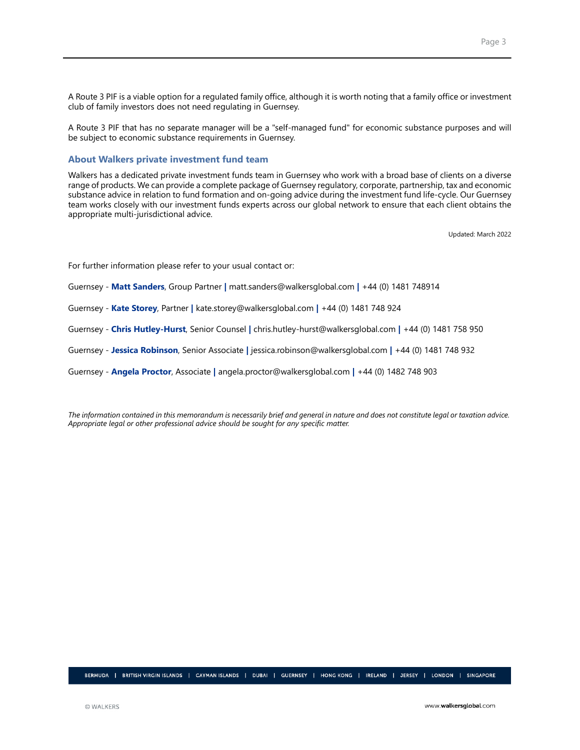A Route 3 PIF is a viable option for a regulated family office, although it is worth noting that a family office or investment club of family investors does not need regulating in Guernsey.

A Route 3 PIF that has no separate manager will be a "self-managed fund" for economic substance purposes and will be subject to economic substance requirements in Guernsey.

### About Walkers private investment fund team

Walkers has a dedicated private investment funds team in Guernsey who work with a broad base of clients on a diverse range of products. We can provide a complete package of Guernsey regulatory, corporate, partnership, tax and economic substance advice in relation to fund formation and on-going advice during the investment fund life-cycle. Our Guernsey team works closely with our investment funds experts across our global network to ensure that each client obtains the appropriate multi-jurisdictional advice.

Updated: March 2022

For further information please refer to your usual contact or:

Guernsey - **Matt Sanders**, Group Partner | matt.sanders@walkersglobal.com | +44 (0) 1481 748914

Guernsey - **Kate Storey**, Partner | kate.storey@walkersglobal.com | +44 (0) 1481 748 924

Guernsey - **Chris Hutley-Hurst**, Senior Counsel | chris.hutley-hurst@walkersglobal.com | +44 (0) 1481 758 950

Guernsey - **Jessica Robinson**, Senior Associate | jessica.robinson@walkersglobal.com | +44 (0) 1481 748 932

Guernsey - **Angela Proctor**, Associate | angela.proctor@walkersglobal.com | +44 (0) 1482 748 903

*The information contained in this memorandum is necessarily brief and general in nature and does not constitute legal or taxation advice. Appropriate legal or other professional advice should be sought for any specific matter.*

BERMUDA | BRITISH VIRGIN ISLANDS | CAYMAN ISLANDS | DUBAI | GUERNSEY | HONG KONG | IRELAND | JERSEY | LONDON | SINGAPORE

© WALKERS

www.walkersglobal.com